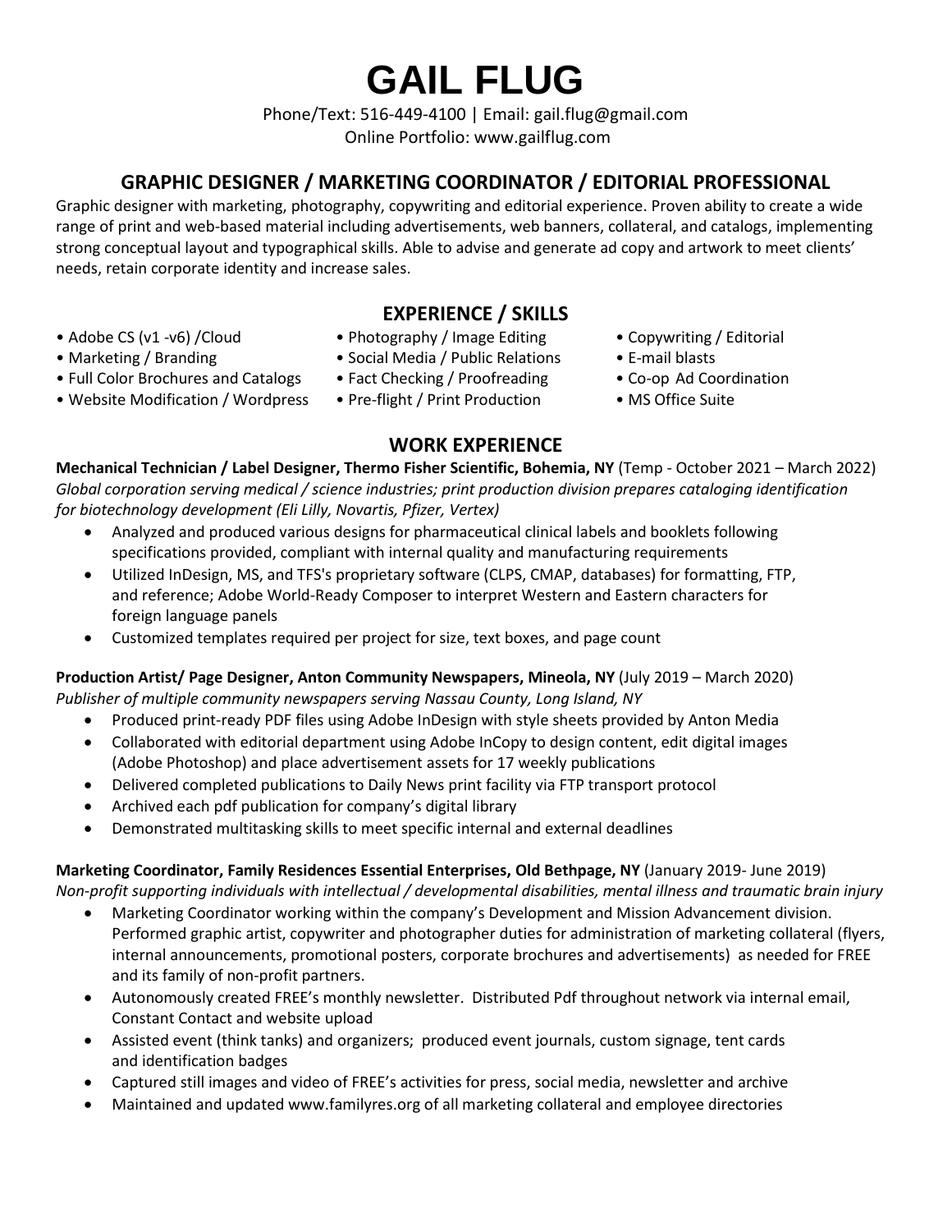# GAIL FLUG

Phone/Text: 516-449-4100 | Email: gail.flug@gmail.com
Online Portfolio: www.gailflug.com

## GRAPHIC DESIGNER / MARKETING COORDINATOR / EDITORIAL PROFESSIONAL

Graphic designer with marketing, photography, copywriting and editorial experience. Proven ability to create a wide range of print and web-based material including advertisements, web banners, collateral, and catalogs, implementing strong conceptual layout and typographical skills. Able to advise and generate ad copy and artwork to meet clients' needs, retain corporate identity and increase sales.

## EXPERIENCE / SKILLS

- Adobe CS (v1 -v6) /Cloud
- Marketing / Branding
- Full Color Brochures and Catalogs
- Website Modification / Wordpress
- Photography / Image Editing
- Social Media / Public Relations
- Fact Checking / Proofreading
- Pre-flight / Print Production
- Copywriting / Editorial
- E-mail blasts
- Co-op Ad Coordination
- MS Office Suite

## WORK EXPERIENCE

**Mechanical Technician / Label Designer, Thermo Fisher Scientific, Bohemia, NY** (Temp - October 2021 – March 2022)
*Global corporation serving medical / science industries; print production division prepares cataloging identification for biotechnology development (Eli Lilly, Novartis, Pfizer, Vertex)*

- Analyzed and produced various designs for pharmaceutical clinical labels and booklets following specifications provided, compliant with internal quality and manufacturing requirements
- Utilized InDesign, MS, and TFS's proprietary software (CLPS, CMAP, databases) for formatting, FTP, and reference; Adobe World-Ready Composer to interpret Western and Eastern characters for foreign language panels
- Customized templates required per project for size, text boxes, and page count

**Production Artist/ Page Designer, Anton Community Newspapers, Mineola, NY** (July 2019 – March 2020)
*Publisher of multiple community newspapers serving Nassau County, Long Island, NY*

- Produced print-ready PDF files using Adobe InDesign with style sheets provided by Anton Media
- Collaborated with editorial department using Adobe InCopy to design content, edit digital images (Adobe Photoshop) and place advertisement assets for 17 weekly publications
- Delivered completed publications to Daily News print facility via FTP transport protocol
- Archived each pdf publication for company's digital library
- Demonstrated multitasking skills to meet specific internal and external deadlines

**Marketing Coordinator, Family Residences Essential Enterprises, Old Bethpage, NY** (January 2019- June 2019)
*Non-profit supporting individuals with intellectual / developmental disabilities, mental illness and traumatic brain injury*

- Marketing Coordinator working within the company's Development and Mission Advancement division. Performed graphic artist, copywriter and photographer duties for administration of marketing collateral (flyers, internal announcements, promotional posters, corporate brochures and advertisements) as needed for FREE and its family of non-profit partners.
- Autonomously created FREE's monthly newsletter. Distributed Pdf throughout network via internal email, Constant Contact and website upload
- Assisted event (think tanks) and organizers; produced event journals, custom signage, tent cards and identification badges
- Captured still images and video of FREE's activities for press, social media, newsletter and archive
- Maintained and updated www.familyres.org of all marketing collateral and employee directories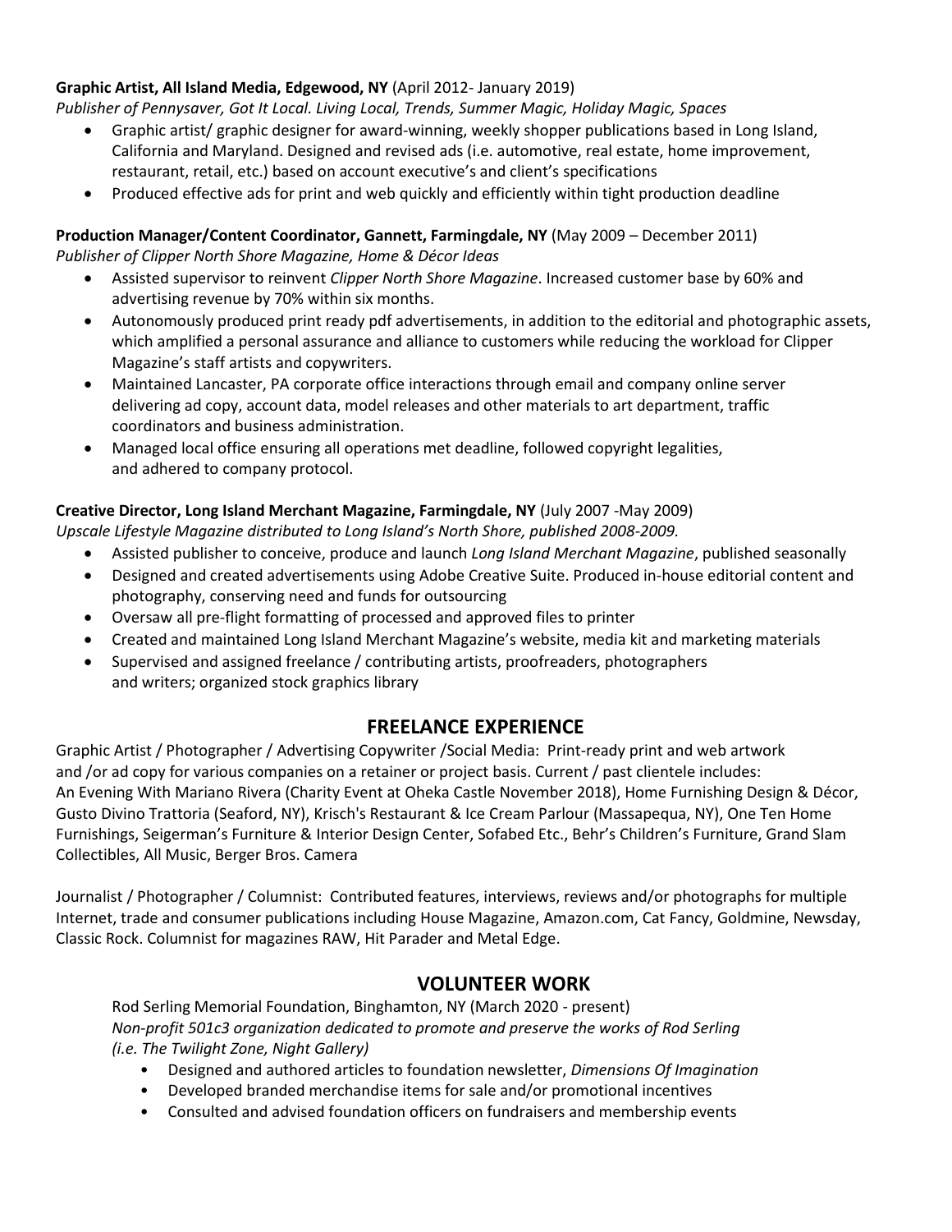**Graphic Artist, All Island Media, Edgewood, NY** (April 2012- January 2019)
*Publisher of Pennysaver, Got It Local. Living Local, Trends, Summer Magic, Holiday Magic, Spaces*

- Graphic artist/ graphic designer for award-winning, weekly shopper publications based in Long Island, California and Maryland. Designed and revised ads (i.e. automotive, real estate, home improvement, restaurant, retail, etc.) based on account executive's and client's specifications
- Produced effective ads for print and web quickly and efficiently within tight production deadline

**Production Manager/Content Coordinator, Gannett, Farmingdale, NY** (May 2009 – December 2011)
*Publisher of Clipper North Shore Magazine, Home & Décor Ideas*

- Assisted supervisor to reinvent *Clipper North Shore Magazine*. Increased customer base by 60% and advertising revenue by 70% within six months.
- Autonomously produced print ready pdf advertisements, in addition to the editorial and photographic assets, which amplified a personal assurance and alliance to customers while reducing the workload for Clipper Magazine's staff artists and copywriters.
- Maintained Lancaster, PA corporate office interactions through email and company online server delivering ad copy, account data, model releases and other materials to art department, traffic coordinators and business administration.
- Managed local office ensuring all operations met deadline, followed copyright legalities, and adhered to company protocol.

**Creative Director, Long Island Merchant Magazine, Farmingdale, NY** (July 2007 -May 2009)
*Upscale Lifestyle Magazine distributed to Long Island's North Shore, published 2008-2009.*

- Assisted publisher to conceive, produce and launch *Long Island Merchant Magazine*, published seasonally
- Designed and created advertisements using Adobe Creative Suite. Produced in-house editorial content and photography, conserving need and funds for outsourcing
- Oversaw all pre-flight formatting of processed and approved files to printer
- Created and maintained Long Island Merchant Magazine's website, media kit and marketing materials
- Supervised and assigned freelance / contributing artists, proofreaders, photographers and writers; organized stock graphics library

## FREELANCE EXPERIENCE

Graphic Artist / Photographer / Advertising Copywriter /Social Media: Print-ready print and web artwork and /or ad copy for various companies on a retainer or project basis. Current / past clientele includes: An Evening With Mariano Rivera (Charity Event at Oheka Castle November 2018), Home Furnishing Design & Décor, Gusto Divino Trattoria (Seaford, NY), Krisch's Restaurant & Ice Cream Parlour (Massapequa, NY), One Ten Home Furnishings, Seigerman's Furniture & Interior Design Center, Sofabed Etc., Behr's Children's Furniture, Grand Slam Collectibles, All Music, Berger Bros. Camera

Journalist / Photographer / Columnist: Contributed features, interviews, reviews and/or photographs for multiple Internet, trade and consumer publications including House Magazine, Amazon.com, Cat Fancy, Goldmine, Newsday, Classic Rock. Columnist for magazines RAW, Hit Parader and Metal Edge.

## VOLUNTEER WORK

Rod Serling Memorial Foundation, Binghamton, NY (March 2020 - present)
*Non-profit 501c3 organization dedicated to promote and preserve the works of Rod Serling (i.e. The Twilight Zone, Night Gallery)*

- Designed and authored articles to foundation newsletter, *Dimensions Of Imagination*
- Developed branded merchandise items for sale and/or promotional incentives
- Consulted and advised foundation officers on fundraisers and membership events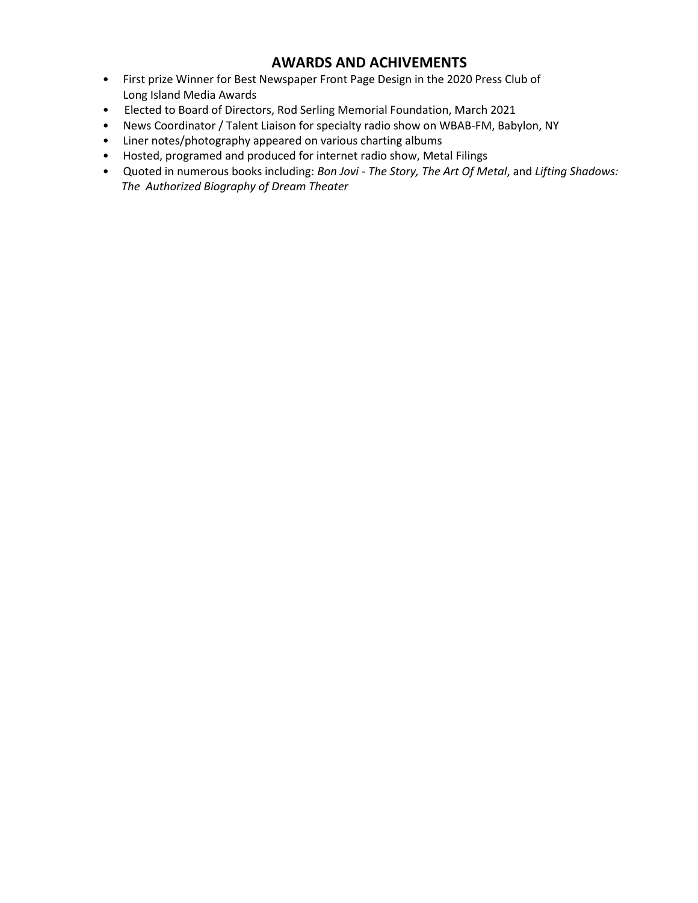## AWARDS AND ACHIVEMENTS

- First prize Winner for Best Newspaper Front Page Design in the 2020 Press Club of Long Island Media Awards
- Elected to Board of Directors, Rod Serling Memorial Foundation, March 2021
- News Coordinator / Talent Liaison for specialty radio show on WBAB-FM, Babylon, NY
- Liner notes/photography appeared on various charting albums
- Hosted, programed and produced for internet radio show, Metal Filings
- Quoted in numerous books including: *Bon Jovi - The Story, The Art Of Metal*, and *Lifting Shadows: The Authorized Biography of Dream Theater*